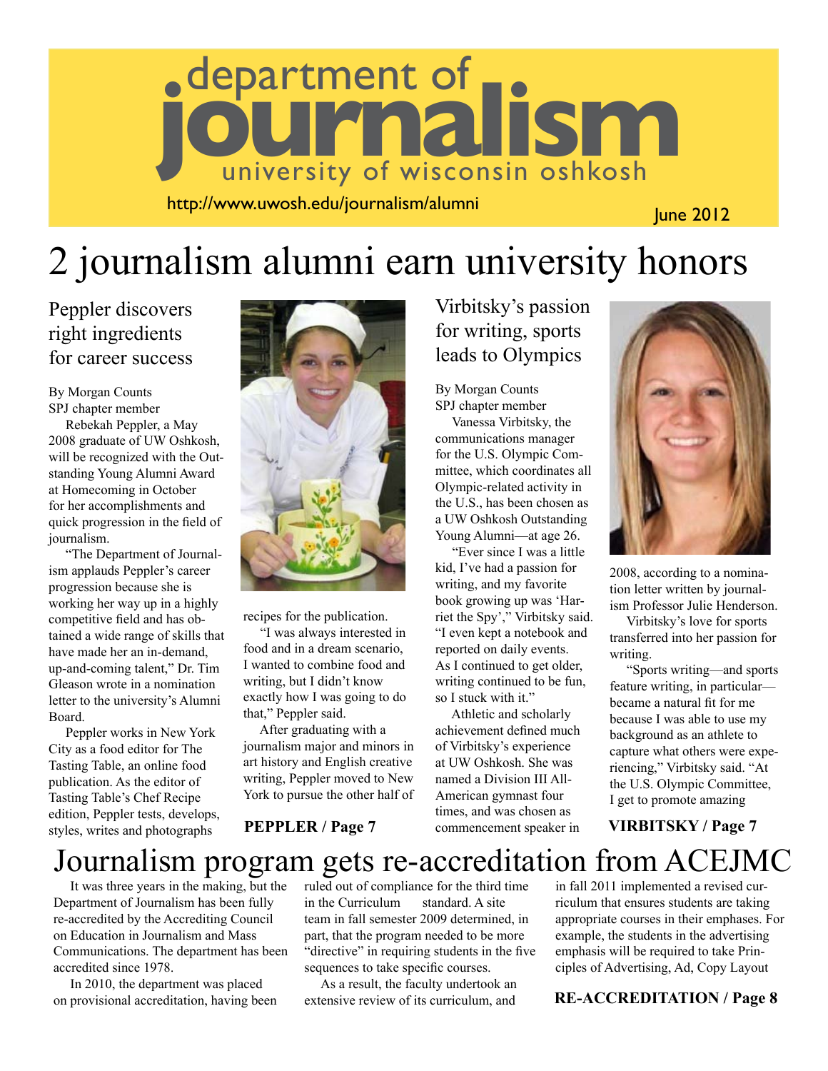# department of journalism

university of wisconsin oshkosh

http://www.uwosh.edu/journalism/alumni

June 2012

# 2 journalism alumni earn university honors

## Peppler discovers right ingredients for career success

By Morgan Counts
SPJ chapter member

Rebekah Peppler, a May 2008 graduate of UW Oshkosh, will be recognized with the Outstanding Young Alumni Award at Homecoming in October for her accomplishments and quick progression in the field of journalism.

"The Department of Journalism applauds Peppler's career progression because she is working her way up in a highly competitive field and has obtained a wide range of skills that have made her an in-demand, up-and-coming talent," Dr. Tim Gleason wrote in a nomination letter to the university's Alumni Board.

Peppler works in New York City as a food editor for The Tasting Table, an online food publication. As the editor of Tasting Table's Chef Recipe edition, Peppler tests, develops, styles, writes and photographs recipes for the publication.

"I was always interested in food and in a dream scenario, I wanted to combine food and writing, but I didn't know exactly how I was going to do that," Peppler said.

After graduating with a journalism major and minors in art history and English creative writing, Peppler moved to New York to pursue the other half of

**PEPPLER / Page 7**

## Virbitsky's passion for writing, sports leads to Olympics

By Morgan Counts
SPJ chapter member

Vanessa Virbitsky, the communications manager for the U.S. Olympic Committee, which coordinates all Olympic-related activity in the U.S., has been chosen as a UW Oshkosh Outstanding Young Alumni—at age 26.

"Ever since I was a little kid, I've had a passion for writing, and my favorite book growing up was 'Harriet the Spy'," Virbitsky said. "I even kept a notebook and reported on daily events. As I continued to get older, writing continued to be fun, so I stuck with it."

Athletic and scholarly achievement defined much of Virbitsky's experience at UW Oshkosh. She was named a Division III All-American gymnast four times, and was chosen as commencement speaker in 2008, according to a nomination letter written by journalism Professor Julie Henderson.

Virbitsky's love for sports transferred into her passion for writing.

"Sports writing—and sports feature writing, in particular—became a natural fit for me because I was able to use my background as an athlete to capture what others were experiencing," Virbitsky said. "At the U.S. Olympic Committee, I get to promote amazing

**VIRBITSKY / Page 7**

# Journalism program gets re-accreditation from ACEJMC

It was three years in the making, but the Department of Journalism has been fully re-accredited by the Accrediting Council on Education in Journalism and Mass Communications. The department has been accredited since 1978.

In 2010, the department was placed on provisional accreditation, having been ruled out of compliance for the third time in the Curriculum standard. A site team in fall semester 2009 determined, in part, that the program needed to be more "directive" in requiring students in the five sequences to take specific courses.

As a result, the faculty undertook an extensive review of its curriculum, and in fall 2011 implemented a revised curriculum that ensures students are taking appropriate courses in their emphases. For example, the students in the advertising emphasis will be required to take Principles of Advertising, Ad, Copy Layout

**RE-ACCREDITATION / Page 8**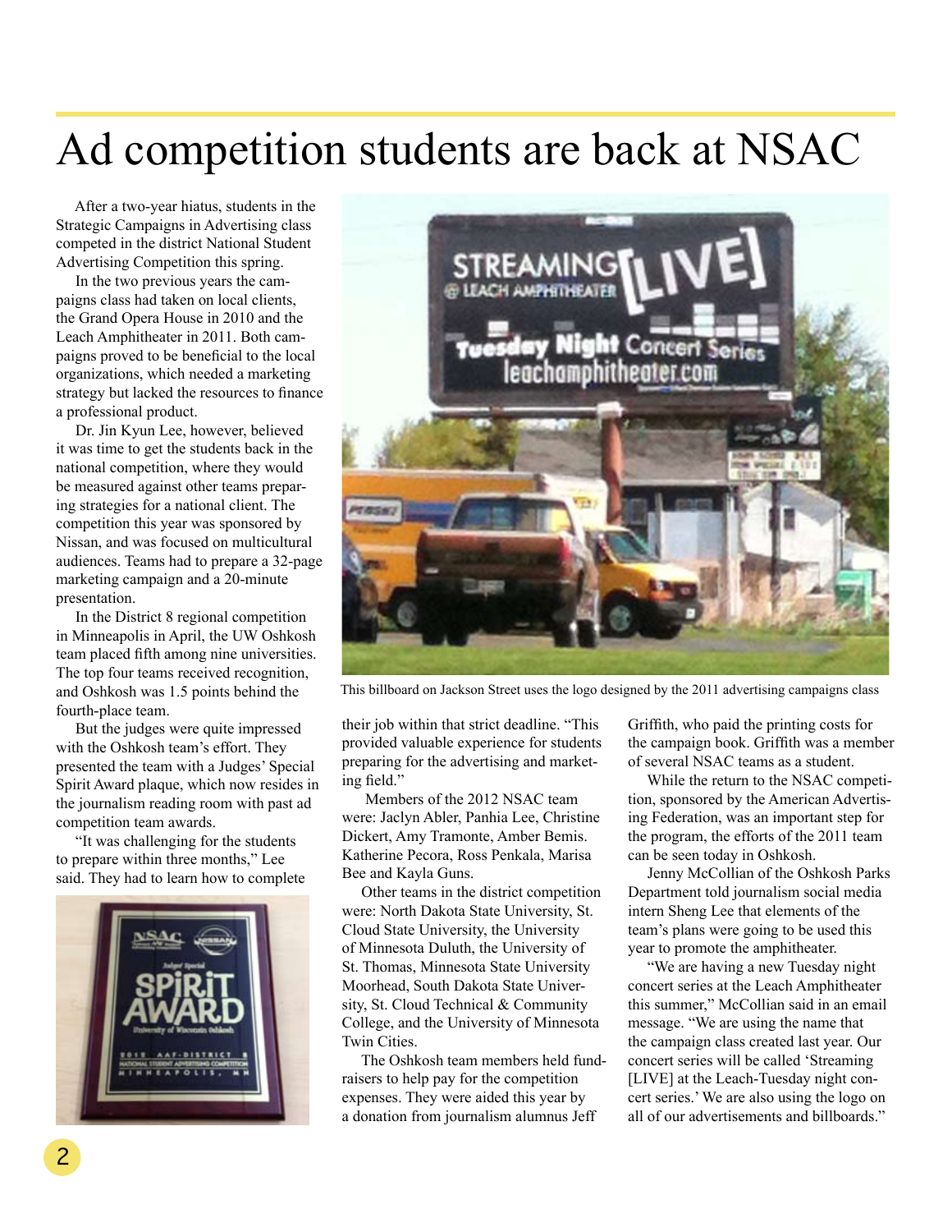# Ad competition students are back at NSAC

After a two-year hiatus, students in the Strategic Campaigns in Advertising class competed in the district National Student Advertising Competition this spring.

In the two previous years the campaigns class had taken on local clients, the Grand Opera House in 2010 and the Leach Amphitheater in 2011. Both campaigns proved to be beneficial to the local organizations, which needed a marketing strategy but lacked the resources to finance a professional product.

Dr. Jin Kyun Lee, however, believed it was time to get the students back in the national competition, where they would be measured against other teams preparing strategies for a national client. The competition this year was sponsored by Nissan, and was focused on multicultural audiences. Teams had to prepare a 32-page marketing campaign and a 20-minute presentation.

In the District 8 regional competition in Minneapolis in April, the UW Oshkosh team placed fifth among nine universities. The top four teams received recognition, and Oshkosh was 1.5 points behind the fourth-place team.

But the judges were quite impressed with the Oshkosh team's effort. They presented the team with a Judges' Special Spirit Award plaque, which now resides in the journalism reading room with past ad competition team awards.

"It was challenging for the students to prepare within three months," Lee said. They had to learn how to complete their job within that strict deadline. "This provided valuable experience for students preparing for the advertising and marketing field."

Members of the 2012 NSAC team were: Jaclyn Abler, Panhia Lee, Christine Dickert, Amy Tramonte, Amber Bemis. Katherine Pecora, Ross Penkala, Marisa Bee and Kayla Guns.

Other teams in the district competition were: North Dakota State University, St. Cloud State University, the University of Minnesota Duluth, the University of St. Thomas, Minnesota State University Moorhead, South Dakota State University, St. Cloud Technical & Community College, and the University of Minnesota Twin Cities.

The Oshkosh team members held fundraisers to help pay for the competition expenses. They were aided this year by a donation from journalism alumnus Jeff Griffith, who paid the printing costs for the campaign book. Griffith was a member of several NSAC teams as a student.

While the return to the NSAC competition, sponsored by the American Advertising Federation, was an important step for the program, the efforts of the 2011 team can be seen today in Oshkosh.

Jenny McCollian of the Oshkosh Parks Department told journalism social media intern Sheng Lee that elements of the team's plans were going to be used this year to promote the amphitheater.

"We are having a new Tuesday night concert series at the Leach Amphitheater this summer," McCollian said in an email message. "We are using the name that the campaign class created last year. Our concert series will be called 'Streaming [LIVE] at the Leach-Tuesday night concert series.' We are also using the logo on all of our advertisements and billboards."

This billboard on Jackson Street uses the logo designed by the 2011 advertising campaigns class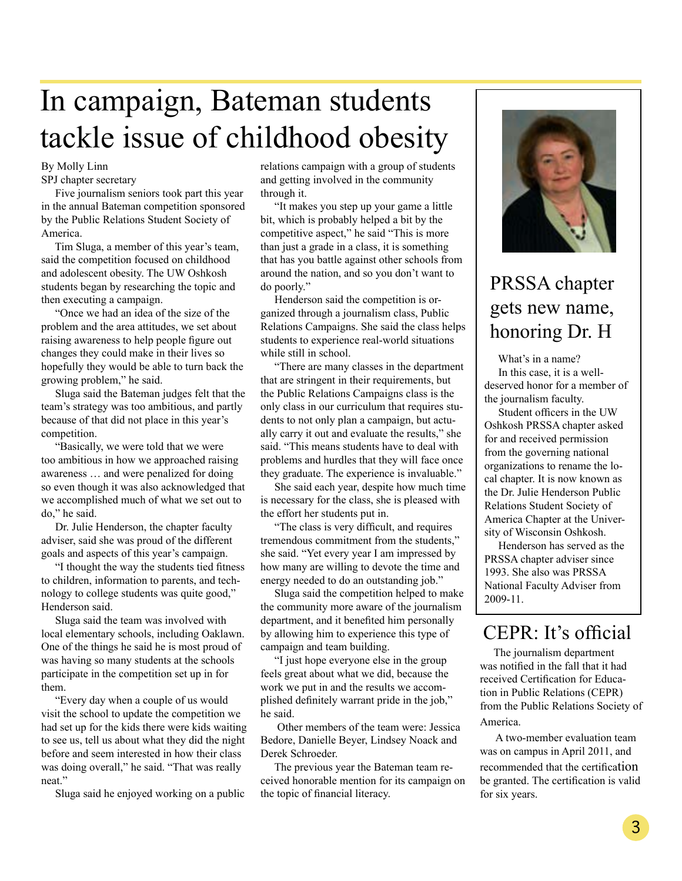# In campaign, Bateman students tackle issue of childhood obesity

By Molly Linn
SPJ chapter secretary

Five journalism seniors took part this year in the annual Bateman competition sponsored by the Public Relations Student Society of America.

Tim Sluga, a member of this year's team, said the competition focused on childhood and adolescent obesity. The UW Oshkosh students began by researching the topic and then executing a campaign.

"Once we had an idea of the size of the problem and the area attitudes, we set about raising awareness to help people figure out changes they could make in their lives so hopefully they would be able to turn back the growing problem," he said.

Sluga said the Bateman judges felt that the team's strategy was too ambitious, and partly because of that did not place in this year's competition.

"Basically, we were told that we were too ambitious in how we approached raising awareness … and were penalized for doing so even though it was also acknowledged that we accomplished much of what we set out to do," he said.

Dr. Julie Henderson, the chapter faculty adviser, said she was proud of the different goals and aspects of this year's campaign.

"I thought the way the students tied fitness to children, information to parents, and technology to college students was quite good," Henderson said.

Sluga said the team was involved with local elementary schools, including Oaklawn. One of the things he said he is most proud of was having so many students at the schools participate in the competition set up in for them.

"Every day when a couple of us would visit the school to update the competition we had set up for the kids there were kids waiting to see us, tell us about what they did the night before and seem interested in how their class was doing overall," he said. "That was really neat."

Sluga said he enjoyed working on a public relations campaign with a group of students and getting involved in the community through it.

"It makes you step up your game a little bit, which is probably helped a bit by the competitive aspect," he said "This is more than just a grade in a class, it is something that has you battle against other schools from around the nation, and so you don't want to do poorly."

Henderson said the competition is organized through a journalism class, Public Relations Campaigns. She said the class helps students to experience real-world situations while still in school.

"There are many classes in the department that are stringent in their requirements, but the Public Relations Campaigns class is the only class in our curriculum that requires students to not only plan a campaign, but actually carry it out and evaluate the results," she said. "This means students have to deal with problems and hurdles that they will face once they graduate. The experience is invaluable."

She said each year, despite how much time is necessary for the class, she is pleased with the effort her students put in.

"The class is very difficult, and requires tremendous commitment from the students," she said. "Yet every year I am impressed by how many are willing to devote the time and energy needed to do an outstanding job."

Sluga said the competition helped to make the community more aware of the journalism department, and it benefited him personally by allowing him to experience this type of campaign and team building.

"I just hope everyone else in the group feels great about what we did, because the work we put in and the results we accomplished definitely warrant pride in the job," he said.

Other members of the team were: Jessica Bedore, Danielle Beyer, Lindsey Noack and Derek Schroeder.

The previous year the Bateman team received honorable mention for its campaign on the topic of financial literacy.

## PRSSA chapter gets new name, honoring Dr. H

What's in a name?

In this case, it is a well-deserved honor for a member of the journalism faculty.

Student officers in the UW Oshkosh PRSSA chapter asked for and received permission from the governing national organizations to rename the local chapter. It is now known as the Dr. Julie Henderson Public Relations Student Society of America Chapter at the University of Wisconsin Oshkosh.

Henderson has served as the PRSSA chapter adviser since 1993. She also was PRSSA National Faculty Adviser from 2009-11.

## CEPR: It's official

The journalism department was notified in the fall that it had received Certification for Education in Public Relations (CEPR) from the Public Relations Society of America.

A two-member evaluation team was on campus in April 2011, and recommended that the certification be granted. The certification is valid for six years.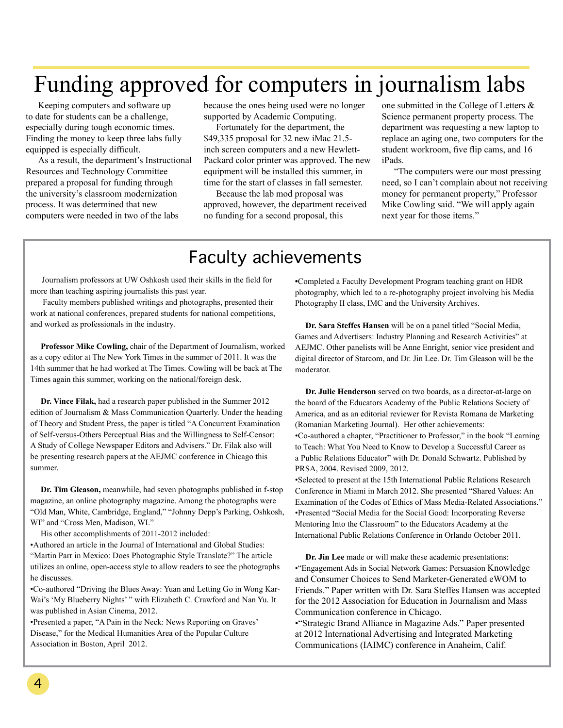# Funding approved for computers in journalism labs

Keeping computers and software up to date for students can be a challenge, especially during tough economic times. Finding the money to keep three labs fully equipped is especially difficult.

As a result, the department's Instructional Resources and Technology Committee prepared a proposal for funding through the university's classroom modernization process. It was determined that new computers were needed in two of the labs because the ones being used were no longer supported by Academic Computing.

Fortunately for the department, the $49,335 proposal for 32 new iMac 21.5-inch screen computers and a new Hewlett-Packard color printer was approved. The new equipment will be installed this summer, in time for the start of classes in fall semester.

Because the lab mod proposal was approved, however, the department received no funding for a second proposal, this one submitted in the College of Letters & Science permanent property process. The department was requesting a new laptop to replace an aging one, two computers for the student workroom, five flip cams, and 16 iPads.

"The computers were our most pressing need, so I can't complain about not receiving money for permanent property," Professor Mike Cowling said. "We will apply again next year for those items."

## Faculty achievements

Journalism professors at UW Oshkosh used their skills in the field for more than teaching aspiring journalists this past year.

Faculty members published writings and photographs, presented their work at national conferences, prepared students for national competitions, and worked as professionals in the industry.

**Professor Mike Cowling,** chair of the Department of Journalism, worked as a copy editor at The New York Times in the summer of 2011. It was the 14th summer that he had worked at The Times. Cowling will be back at The Times again this summer, working on the national/foreign desk.

**Dr. Vince Filak,** had a research paper published in the Summer 2012 edition of Journalism & Mass Communication Quarterly. Under the heading of Theory and Student Press, the paper is titled "A Concurrent Examination of Self-versus-Others Perceptual Bias and the Willingness to Self-Censor: A Study of College Newspaper Editors and Advisers." Dr. Filak also will be presenting research papers at the AEJMC conference in Chicago this summer.

**Dr. Tim Gleason,** meanwhile, had seven photographs published in f-stop magazine, an online photography magazine. Among the photographs were "Old Man, White, Cambridge, England," "Johnny Depp's Parking, Oshkosh, WI" and "Cross Men, Madison, WI."

His other accomplishments of 2011-2012 included:

•Authored an article in the Journal of International and Global Studies: "Martin Parr in Mexico: Does Photographic Style Translate?" The article utilizes an online, open-access style to allow readers to see the photographs he discusses.

•Co-authored "Driving the Blues Away: Yuan and Letting Go in Wong Kar-Wai's 'My Blueberry Nights' " with Elizabeth C. Crawford and Nan Yu. It was published in Asian Cinema, 2012.

•Presented a paper, "A Pain in the Neck: News Reporting on Graves' Disease," for the Medical Humanities Area of the Popular Culture Association in Boston, April 2012.

•Completed a Faculty Development Program teaching grant on HDR photography, which led to a re-photography project involving his Media Photography II class, IMC and the University Archives.

**Dr. Sara Steffes Hansen** will be on a panel titled "Social Media, Games and Advertisers: Industry Planning and Research Activities" at AEJMC. Other panelists will be Anne Enright, senior vice president and digital director of Starcom, and Dr. Jin Lee. Dr. Tim Gleason will be the moderator.

**Dr. Julie Henderson** served on two boards, as a director-at-large on the board of the Educators Academy of the Public Relations Society of America, and as an editorial reviewer for Revista Romana de Marketing (Romanian Marketing Journal). Her other achievements:

•Co-authored a chapter, "Practitioner to Professor," in the book "Learning to Teach: What You Need to Know to Develop a Successful Career as a Public Relations Educator" with Dr. Donald Schwartz. Published by PRSA, 2004. Revised 2009, 2012.

•Selected to present at the 15th International Public Relations Research Conference in Miami in March 2012. She presented "Shared Values: An Examination of the Codes of Ethics of Mass Media-Related Associations."

•Presented "Social Media for the Social Good: Incorporating Reverse Mentoring Into the Classroom" to the Educators Academy at the International Public Relations Conference in Orlando October 2011.

**Dr. Jin Lee** made or will make these academic presentations:

•"Engagement Ads in Social Network Games: Persuasion Knowledge and Consumer Choices to Send Marketer-Generated eWOM to Friends." Paper written with Dr. Sara Steffes Hansen was accepted for the 2012 Association for Education in Journalism and Mass Communication conference in Chicago.

•"Strategic Brand Alliance in Magazine Ads." Paper presented at 2012 International Advertising and Integrated Marketing Communications (IAIMC) conference in Anaheim, Calif.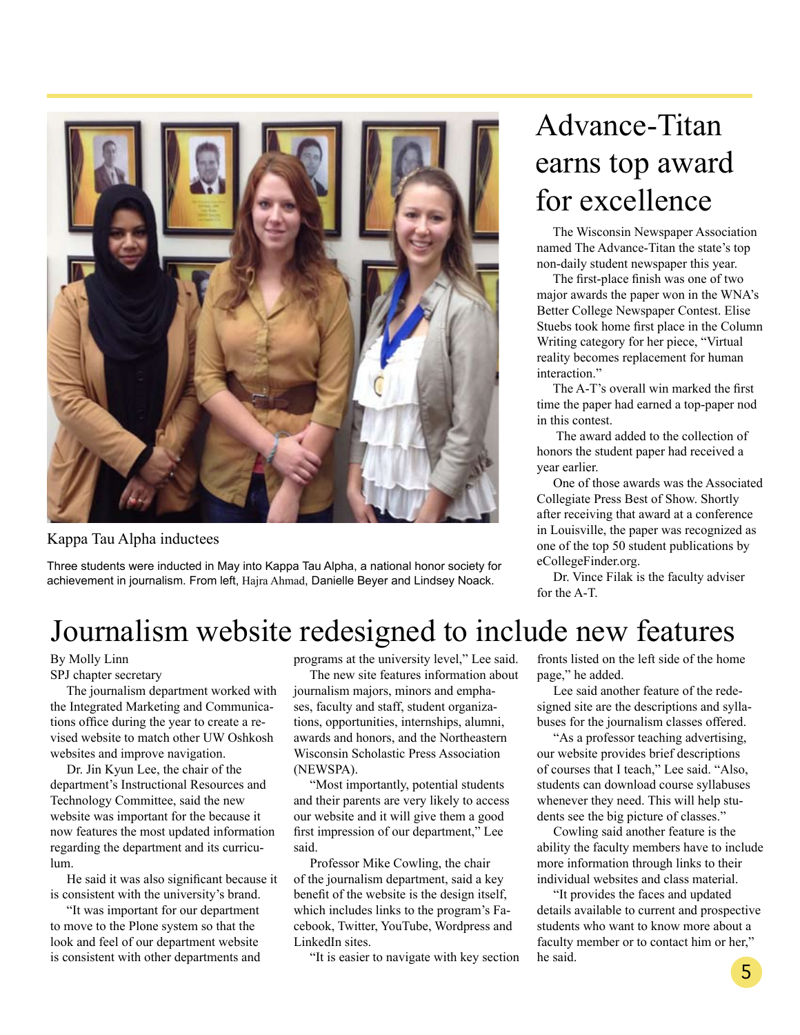Kappa Tau Alpha inductees

Three students were inducted in May into Kappa Tau Alpha, a national honor society for achievement in journalism. From left, Hajra Ahmad, Danielle Beyer and Lindsey Noack.

# Advance-Titan earns top award for excellence

The Wisconsin Newspaper Association named The Advance-Titan the state's top non-daily student newspaper this year.

The first-place finish was one of two major awards the paper won in the WNA's Better College Newspaper Contest. Elise Stuebs took home first place in the Column Writing category for her piece, "Virtual reality becomes replacement for human interaction."

The A-T's overall win marked the first time the paper had earned a top-paper nod in this contest.

The award added to the collection of honors the student paper had received a year earlier.

One of those awards was the Associated Collegiate Press Best of Show. Shortly after receiving that award at a conference in Louisville, the paper was recognized as one of the top 50 student publications by eCollegeFinder.org.

Dr. Vince Filak is the faculty adviser for the A-T.

# Journalism website redesigned to include new features

By Molly Linn
SPJ chapter secretary

The journalism department worked with the Integrated Marketing and Communications office during the year to create a revised website to match other UW Oshkosh websites and improve navigation.

Dr. Jin Kyun Lee, the chair of the department's Instructional Resources and Technology Committee, said the new website was important for the because it now features the most updated information regarding the department and its curriculum.

He said it was also significant because it is consistent with the university's brand.

"It was important for our department to move to the Plone system so that the look and feel of our department website is consistent with other departments and programs at the university level," Lee said.

The new site features information about journalism majors, minors and emphases, faculty and staff, student organizations, opportunities, internships, alumni, awards and honors, and the Northeastern Wisconsin Scholastic Press Association (NEWSPA).

"Most importantly, potential students and their parents are very likely to access our website and it will give them a good first impression of our department," Lee said.

Professor Mike Cowling, the chair of the journalism department, said a key benefit of the website is the design itself, which includes links to the program's Facebook, Twitter, YouTube, Wordpress and LinkedIn sites.

"It is easier to navigate with key section fronts listed on the left side of the home page," he added.

Lee said another feature of the redesigned site are the descriptions and syllabuses for the journalism classes offered.

"As a professor teaching advertising, our website provides brief descriptions of courses that I teach," Lee said. "Also, students can download course syllabuses whenever they need. This will help students see the big picture of classes."

Cowling said another feature is the ability the faculty members have to include more information through links to their individual websites and class material.

"It provides the faces and updated details available to current and prospective students who want to know more about a faculty member or to contact him or her," he said.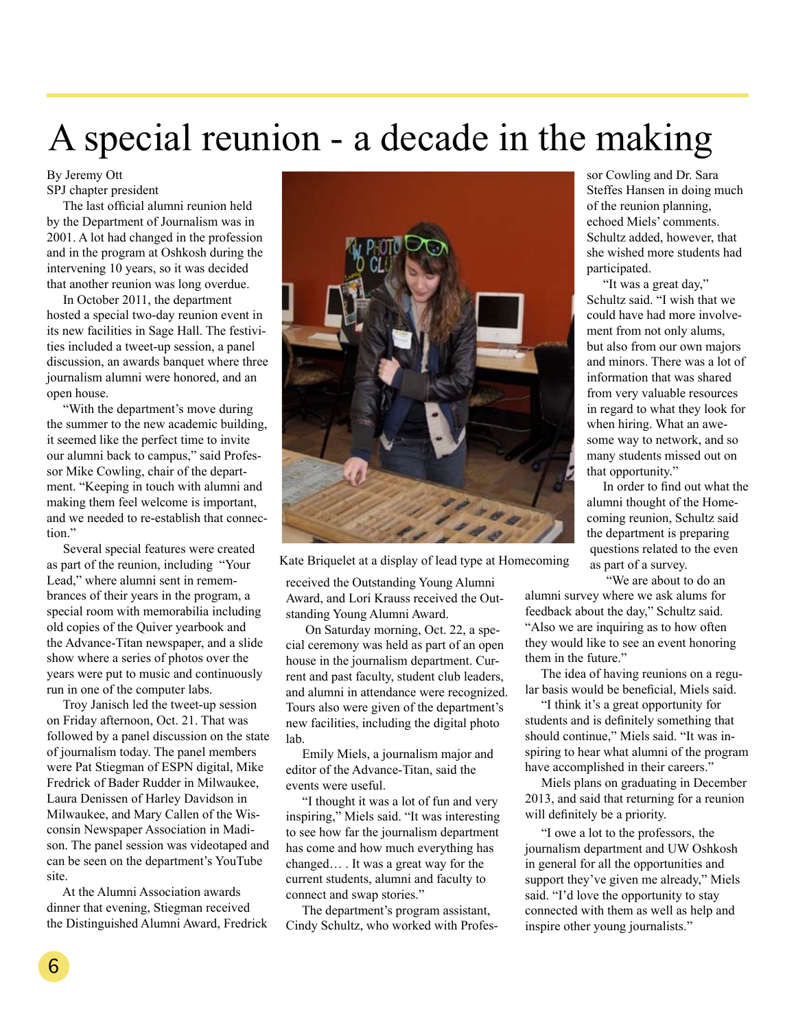# A special reunion - a decade in the making

By Jeremy Ott
SPJ chapter president

The last official alumni reunion held by the Department of Journalism was in 2001. A lot had changed in the profession and in the program at Oshkosh during the intervening 10 years, so it was decided that another reunion was long overdue.

In October 2011, the department hosted a special two-day reunion event in its new facilities in Sage Hall. The festivities included a tweet-up session, a panel discussion, an awards banquet where three journalism alumni were honored, and an open house.

"With the department's move during the summer to the new academic building, it seemed like the perfect time to invite our alumni back to campus," said Professor Mike Cowling, chair of the department. "Keeping in touch with alumni and making them feel welcome is important, and we needed to re-establish that connection."

Several special features were created as part of the reunion, including "Your Lead," where alumni sent in remembrances of their years in the program, a special room with memorabilia including old copies of the Quiver yearbook and the Advance-Titan newspaper, and a slide show where a series of photos over the years were put to music and continuously run in one of the computer labs.

Troy Janisch led the tweet-up session on Friday afternoon, Oct. 21. That was followed by a panel discussion on the state of journalism today. The panel members were Pat Stiegman of ESPN digital, Mike Fredrick of Bader Rudder in Milwaukee, Laura Denissen of Harley Davidson in Milwaukee, and Mary Callen of the Wisconsin Newspaper Association in Madison. The panel session was videotaped and can be seen on the department's YouTube site.

At the Alumni Association awards dinner that evening, Stiegman received the Distinguished Alumni Award, Fredrick received the Outstanding Young Alumni Award, and Lori Krauss received the Outstanding Young Alumni Award.

Kate Briquelet at a display of lead type at Homecoming

On Saturday morning, Oct. 22, a special ceremony was held as part of an open house in the journalism department. Current and past faculty, student club leaders, and alumni in attendance were recognized. Tours also were given of the department's new facilities, including the digital photo lab.

Emily Miels, a journalism major and editor of the Advance-Titan, said the events were useful.

"I thought it was a lot of fun and very inspiring," Miels said. "It was interesting to see how far the journalism department has come and how much everything has changed… . It was a great way for the current students, alumni and faculty to connect and swap stories."

The department's program assistant, Cindy Schultz, who worked with Professor Cowling and Dr. Sara Steffes Hansen in doing much of the reunion planning, echoed Miels' comments. Schultz added, however, that she wished more students had participated.

"It was a great day," Schultz said. "I wish that we could have had more involvement from not only alums, but also from our own majors and minors. There was a lot of information that was shared from very valuable resources in regard to what they look for when hiring. What an awesome way to network, and so many students missed out on that opportunity."

In order to find out what the alumni thought of the Homecoming reunion, Schultz said the department is preparing questions related to the even as part of a survey.

"We are about to do an alumni survey where we ask alums for feedback about the day," Schultz said. "Also we are inquiring as to how often they would like to see an event honoring them in the future."

The idea of having reunions on a regular basis would be beneficial, Miels said.

"I think it's a great opportunity for students and is definitely something that should continue," Miels said. "It was inspiring to hear what alumni of the program have accomplished in their careers."

Miels plans on graduating in December 2013, and said that returning for a reunion will definitely be a priority.

"I owe a lot to the professors, the journalism department and UW Oshkosh in general for all the opportunities and support they've given me already," Miels said. "I'd love the opportunity to stay connected with them as well as help and inspire other young journalists."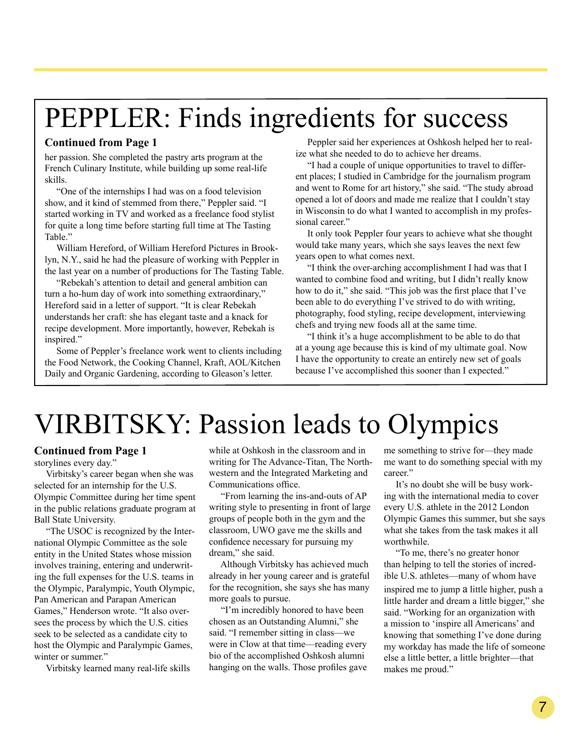# PEPPLER: Finds ingredients for success

**Continued from Page 1**

her passion. She completed the pastry arts program at the French Culinary Institute, while building up some real-life skills.

"One of the internships I had was on a food television show, and it kind of stemmed from there," Peppler said. "I started working in TV and worked as a freelance food stylist for quite a long time before starting full time at The Tasting Table."

William Hereford, of William Hereford Pictures in Brooklyn, N.Y., said he had the pleasure of working with Peppler in the last year on a number of productions for The Tasting Table.

"Rebekah's attention to detail and general ambition can turn a ho-hum day of work into something extraordinary," Hereford said in a letter of support. "It is clear Rebekah understands her craft: she has elegant taste and a knack for recipe development. More importantly, however, Rebekah is inspired."

Some of Peppler's freelance work went to clients including the Food Network, the Cooking Channel, Kraft, AOL/Kitchen Daily and Organic Gardening, according to Gleason's letter.

Peppler said her experiences at Oshkosh helped her to realize what she needed to do to achieve her dreams.

"I had a couple of unique opportunities to travel to different places; I studied in Cambridge for the journalism program and went to Rome for art history," she said. "The study abroad opened a lot of doors and made me realize that I couldn't stay in Wisconsin to do what I wanted to accomplish in my professional career."

It only took Peppler four years to achieve what she thought would take many years, which she says leaves the next few years open to what comes next.

"I think the over-arching accomplishment I had was that I wanted to combine food and writing, but I didn't really know how to do it," she said. "This job was the first place that I've been able to do everything I've strived to do with writing, photography, food styling, recipe development, interviewing chefs and trying new foods all at the same time.

"I think it's a huge accomplishment to be able to do that at a young age because this is kind of my ultimate goal. Now I have the opportunity to create an entirely new set of goals because I've accomplished this sooner than I expected."

# VIRBITSKY: Passion leads to Olympics

**Continued from Page 1**

storylines every day."

Virbitsky's career began when she was selected for an internship for the U.S. Olympic Committee during her time spent in the public relations graduate program at Ball State University.

"The USOC is recognized by the International Olympic Committee as the sole entity in the United States whose mission involves training, entering and underwriting the full expenses for the U.S. teams in the Olympic, Paralympic, Youth Olympic, Pan American and Parapan American Games," Henderson wrote. "It also oversees the process by which the U.S. cities seek to be selected as a candidate city to host the Olympic and Paralympic Games, winter or summer."

Virbitsky learned many real-life skills while at Oshkosh in the classroom and in writing for The Advance-Titan, The Northwestern and the Integrated Marketing and Communications office.

"From learning the ins-and-outs of AP writing style to presenting in front of large groups of people both in the gym and the classroom, UWO gave me the skills and confidence necessary for pursuing my dream," she said.

Although Virbitsky has achieved much already in her young career and is grateful for the recognition, she says she has many more goals to pursue.

"I'm incredibly honored to have been chosen as an Outstanding Alumni," she said. "I remember sitting in class—we were in Clow at that time—reading every bio of the accomplished Oshkosh alumni hanging on the walls. Those profiles gave me something to strive for—they made me want to do something special with my career."

It's no doubt she will be busy working with the international media to cover every U.S. athlete in the 2012 London Olympic Games this summer, but she says what she takes from the task makes it all worthwhile.

"To me, there's no greater honor than helping to tell the stories of incredible U.S. athletes—many of whom have inspired me to jump a little higher, push a little harder and dream a little bigger," she said. "Working for an organization with a mission to 'inspire all Americans' and knowing that something I've done during my workday has made the life of someone else a little better, a little brighter—that makes me proud."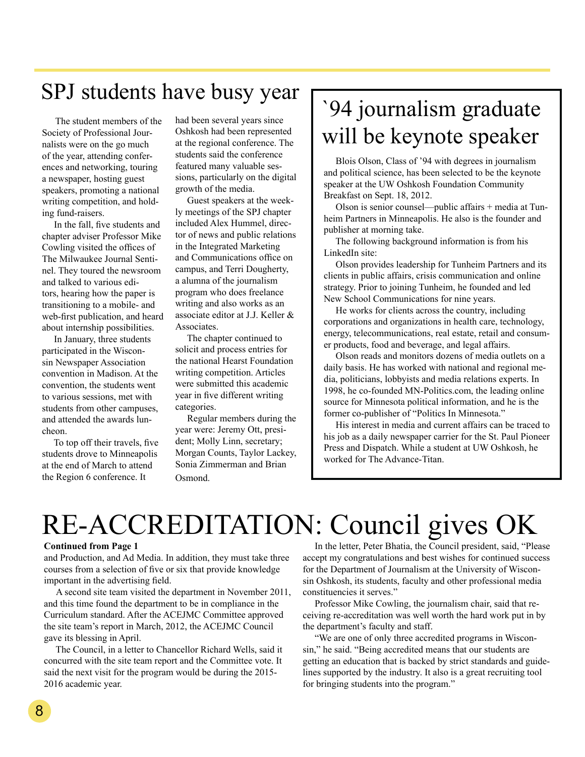## SPJ students have busy year

The student members of the Society of Professional Journalists were on the go much of the year, attending conferences and networking, touring a newspaper, hosting guest speakers, promoting a national writing competition, and holding fund-raisers.

In the fall, five students and chapter adviser Professor Mike Cowling visited the offices of The Milwaukee Journal Sentinel. They toured the newsroom and talked to various editors, hearing how the paper is transitioning to a mobile- and web-first publication, and heard about internship possibilities.

In January, three students participated in the Wisconsin Newspaper Association convention in Madison. At the convention, the students went to various sessions, met with students from other campuses, and attended the awards luncheon.

To top off their travels, five students drove to Minneapolis at the end of March to attend the Region 6 conference. It had been several years since Oshkosh had been represented at the regional conference. The students said the conference featured many valuable sessions, particularly on the digital growth of the media.

Guest speakers at the weekly meetings of the SPJ chapter included Alex Hummel, director of news and public relations in the Integrated Marketing and Communications office on campus, and Terri Dougherty, a alumna of the journalism program who does freelance writing and also works as an associate editor at J.J. Keller & Associates.

The chapter continued to solicit and process entries for the national Hearst Foundation writing competition. Articles were submitted this academic year in five different writing categories.

Regular members during the year were: Jeremy Ott, president; Molly Linn, secretary; Morgan Counts, Taylor Lackey, Sonia Zimmerman and Brian Osmond.

## `94 journalism graduate will be keynote speaker

Blois Olson, Class of '94 with degrees in journalism and political science, has been selected to be the keynote speaker at the UW Oshkosh Foundation Community Breakfast on Sept. 18, 2012.

Olson is senior counsel—public affairs + media at Tunheim Partners in Minneapolis. He also is the founder and publisher at morning take.

The following background information is from his LinkedIn site:

Olson provides leadership for Tunheim Partners and its clients in public affairs, crisis communication and online strategy. Prior to joining Tunheim, he founded and led New School Communications for nine years.

He works for clients across the country, including corporations and organizations in health care, technology, energy, telecommunications, real estate, retail and consumer products, food and beverage, and legal affairs.

Olson reads and monitors dozens of media outlets on a daily basis. He has worked with national and regional media, politicians, lobbyists and media relations experts. In 1998, he co-founded MN-Politics.com, the leading online source for Minnesota political information, and he is the former co-publisher of "Politics In Minnesota."

His interest in media and current affairs can be traced to his job as a daily newspaper carrier for the St. Paul Pioneer Press and Dispatch. While a student at UW Oshkosh, he worked for The Advance-Titan.

# RE-ACCREDITATION: Council gives OK

**Continued from Page 1**

and Production, and Ad Media. In addition, they must take three courses from a selection of five or six that provide knowledge important in the advertising field.

A second site team visited the department in November 2011, and this time found the department to be in compliance in the Curriculum standard. After the ACEJMC Committee approved the site team's report in March, 2012, the ACEJMC Council gave its blessing in April.

The Council, in a letter to Chancellor Richard Wells, said it concurred with the site team report and the Committee vote. It said the next visit for the program would be during the 2015-2016 academic year.

In the letter, Peter Bhatia, the Council president, said, "Please accept my congratulations and best wishes for continued success for the Department of Journalism at the University of Wisconsin Oshkosh, its students, faculty and other professional media constituencies it serves."

Professor Mike Cowling, the journalism chair, said that receiving re-accreditation was well worth the hard work put in by the department's faculty and staff.

"We are one of only three accredited programs in Wisconsin," he said. "Being accredited means that our students are getting an education that is backed by strict standards and guidelines supported by the industry. It also is a great recruiting tool for bringing students into the program."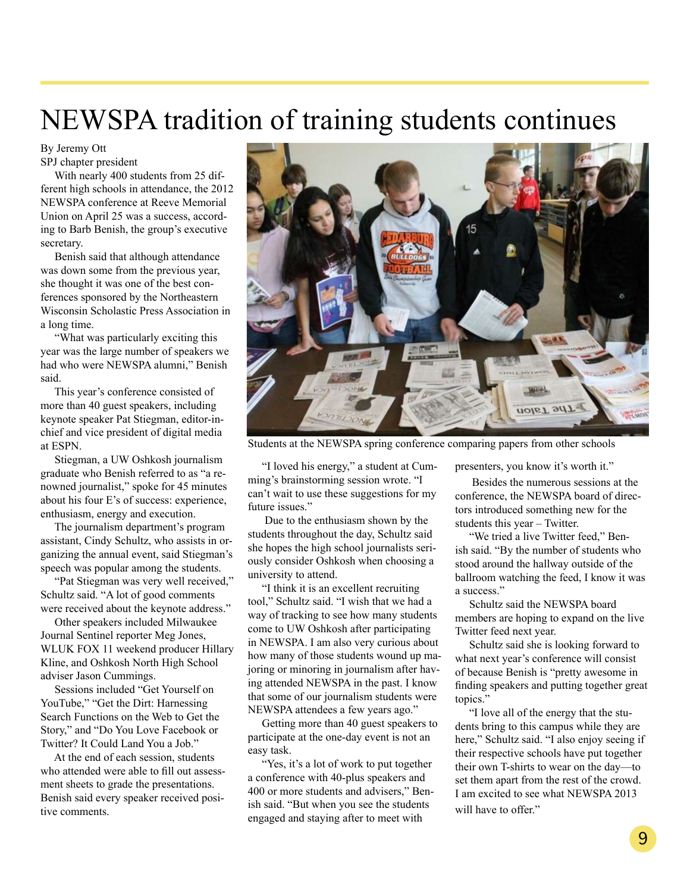# NEWSPA tradition of training students continues

By Jeremy Ott
SPJ chapter president

With nearly 400 students from 25 different high schools in attendance, the 2012 NEWSPA conference at Reeve Memorial Union on April 25 was a success, according to Barb Benish, the group's executive secretary.

Benish said that although attendance was down some from the previous year, she thought it was one of the best conferences sponsored by the Northeastern Wisconsin Scholastic Press Association in a long time.

"What was particularly exciting this year was the large number of speakers we had who were NEWSPA alumni," Benish said.

This year's conference consisted of more than 40 guest speakers, including keynote speaker Pat Stiegman, editor-in-chief and vice president of digital media at ESPN.

Stiegman, a UW Oshkosh journalism graduate who Benish referred to as "a renowned journalist," spoke for 45 minutes about his four E's of success: experience, enthusiasm, energy and execution.

The journalism department's program assistant, Cindy Schultz, who assists in organizing the annual event, said Stiegman's speech was popular among the students.

"Pat Stiegman was very well received," Schultz said. "A lot of good comments were received about the keynote address."

Other speakers included Milwaukee Journal Sentinel reporter Meg Jones, WLUK FOX 11 weekend producer Hillary Kline, and Oshkosh North High School adviser Jason Cummings.

Sessions included "Get Yourself on YouTube," "Get the Dirt: Harnessing Search Functions on the Web to Get the Story," and "Do You Love Facebook or Twitter? It Could Land You a Job."

At the end of each session, students who attended were able to fill out assessment sheets to grade the presentations. Benish said every speaker received positive comments.

Students at the NEWSPA spring conference comparing papers from other schools

"I loved his energy," a student at Cumming's brainstorming session wrote. "I can't wait to use these suggestions for my future issues."

Due to the enthusiasm shown by the students throughout the day, Schultz said she hopes the high school journalists seriously consider Oshkosh when choosing a university to attend.

"I think it is an excellent recruiting tool," Schultz said. "I wish that we had a way of tracking to see how many students come to UW Oshkosh after participating in NEWSPA. I am also very curious about how many of those students wound up majoring or minoring in journalism after having attended NEWSPA in the past. I know that some of our journalism students were NEWSPA attendees a few years ago."

Getting more than 40 guest speakers to participate at the one-day event is not an easy task.

"Yes, it's a lot of work to put together a conference with 40-plus speakers and 400 or more students and advisers," Benish said. "But when you see the students engaged and staying after to meet with presenters, you know it's worth it."

Besides the numerous sessions at the conference, the NEWSPA board of directors introduced something new for the students this year – Twitter.

"We tried a live Twitter feed," Benish said. "By the number of students who stood around the hallway outside of the ballroom watching the feed, I know it was a success."

Schultz said the NEWSPA board members are hoping to expand on the live Twitter feed next year.

Schultz said she is looking forward to what next year's conference will consist of because Benish is "pretty awesome in finding speakers and putting together great topics."

"I love all of the energy that the students bring to this campus while they are here," Schultz said. "I also enjoy seeing if their respective schools have put together their own T-shirts to wear on the day—to set them apart from the rest of the crowd. I am excited to see what NEWSPA 2013 will have to offer."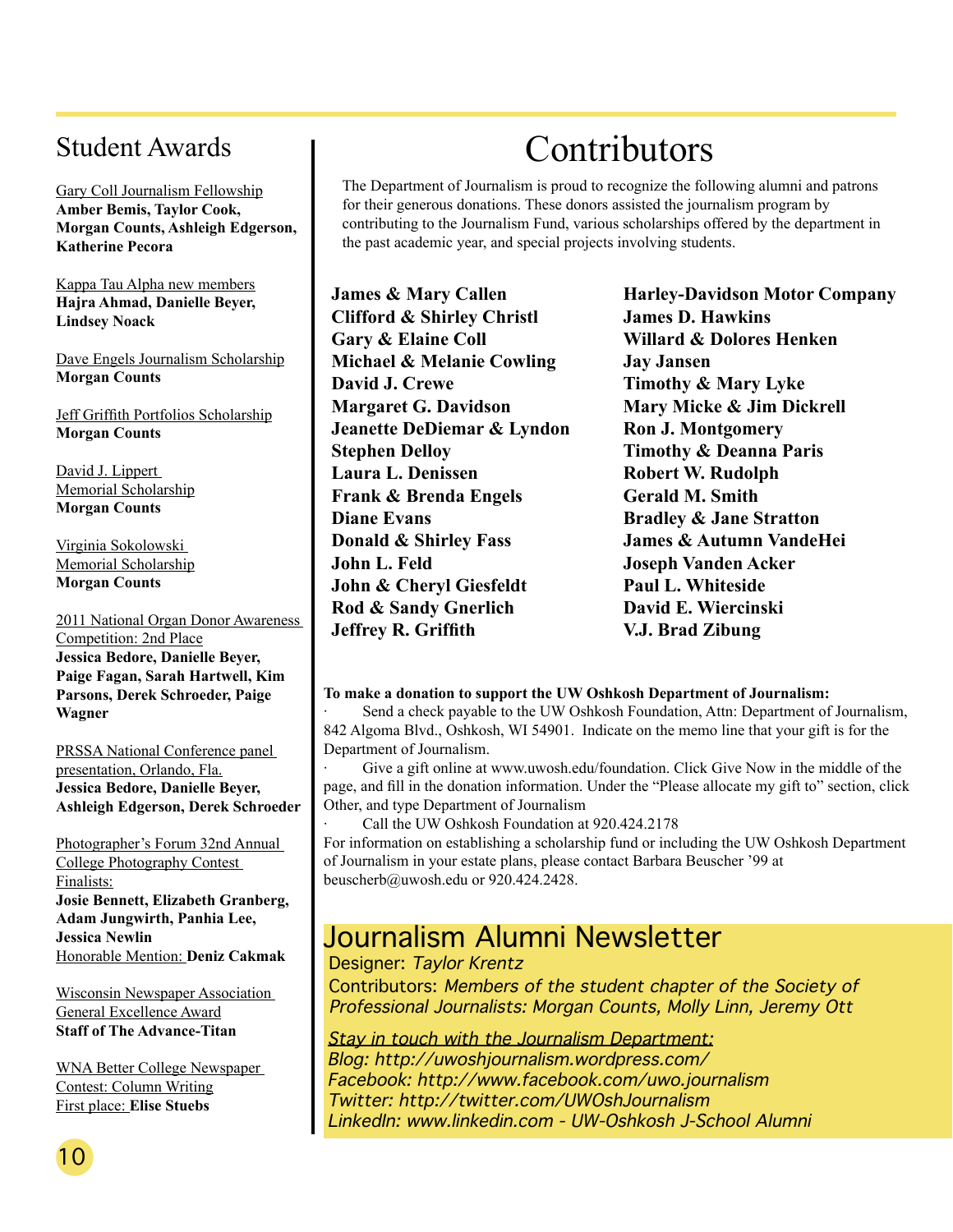## Student Awards

Gary Coll Journalism Fellowship
**Amber Bemis, Taylor Cook, Morgan Counts, Ashleigh Edgerson, Katherine Pecora**

Kappa Tau Alpha new members
**Hajra Ahmad, Danielle Beyer, Lindsey Noack**

Dave Engels Journalism Scholarship
**Morgan Counts**

Jeff Griffith Portfolios Scholarship
**Morgan Counts**

David J. Lippert Memorial Scholarship
**Morgan Counts**

Virginia Sokolowski Memorial Scholarship
**Morgan Counts**

2011 National Organ Donor Awareness Competition: 2nd Place
**Jessica Bedore, Danielle Beyer, Paige Fagan, Sarah Hartwell, Kim Parsons, Derek Schroeder, Paige Wagner**

PRSSA National Conference panel presentation, Orlando, Fla.
**Jessica Bedore, Danielle Beyer, Ashleigh Edgerson, Derek Schroeder**

Photographer's Forum 32nd Annual College Photography Contest Finalists:
**Josie Bennett, Elizabeth Granberg, Adam Jungwirth, Panhia Lee, Jessica Newlin**
Honorable Mention: **Deniz Cakmak**

Wisconsin Newspaper Association General Excellence Award
**Staff of The Advance-Titan**

WNA Better College Newspaper Contest: Column Writing
First place: **Elise Stuebs**

# Contributors

The Department of Journalism is proud to recognize the following alumni and patrons for their generous donations. These donors assisted the journalism program by contributing to the Journalism Fund, various scholarships offered by the department in the past academic year, and special projects involving students.

**James & Mary Callen**
**Clifford & Shirley Christl**
**Gary & Elaine Coll**
**Michael & Melanie Cowling**
**David J. Crewe**
**Margaret G. Davidson**
**Jeanette DeDiemar & Lyndon**
**Stephen Delloy**
**Laura L. Denissen**
**Frank & Brenda Engels**
**Diane Evans**
**Donald & Shirley Fass**
**John L. Feld**
**John & Cheryl Giesfeldt**
**Rod & Sandy Gnerlich**
**Jeffrey R. Griffith**
**Harley-Davidson Motor Company**
**James D. Hawkins**
**Willard & Dolores Henken**
**Jay Jansen**
**Timothy & Mary Lyke**
**Mary Micke & Jim Dickrell**
**Ron J. Montgomery**
**Timothy & Deanna Paris**
**Robert W. Rudolph**
**Gerald M. Smith**
**Bradley & Jane Stratton**
**James & Autumn VandeHei**
**Joseph Vanden Acker**
**Paul L. Whiteside**
**David E. Wiercinski**
**V.J. Brad Zibung**

**To make a donation to support the UW Oshkosh Department of Journalism:**

- Send a check payable to the UW Oshkosh Foundation, Attn: Department of Journalism, 842 Algoma Blvd., Oshkosh, WI 54901. Indicate on the memo line that your gift is for the Department of Journalism.
- Give a gift online at www.uwosh.edu/foundation. Click Give Now in the middle of the page, and fill in the donation information. Under the "Please allocate my gift to" section, click Other, and type Department of Journalism
- Call the UW Oshkosh Foundation at 920.424.2178

For information on establishing a scholarship fund or including the UW Oshkosh Department of Journalism in your estate plans, please contact Barbara Beuscher '99 at beuscherb@uwosh.edu or 920.424.2428.

## Journalism Alumni Newsletter

Designer: *Taylor Krentz*
Contributors: *Members of the student chapter of the Society of Professional Journalists: Morgan Counts, Molly Linn, Jeremy Ott*

*Stay in touch with the Journalism Department:*
*Blog: http://uwoshjournalism.wordpress.com/*
*Facebook: http://www.facebook.com/uwo.journalism*
*Twitter: http://twitter.com/UWOshJournalism*
*LinkedIn: www.linkedin.com - UW-Oshkosh J-School Alumni*